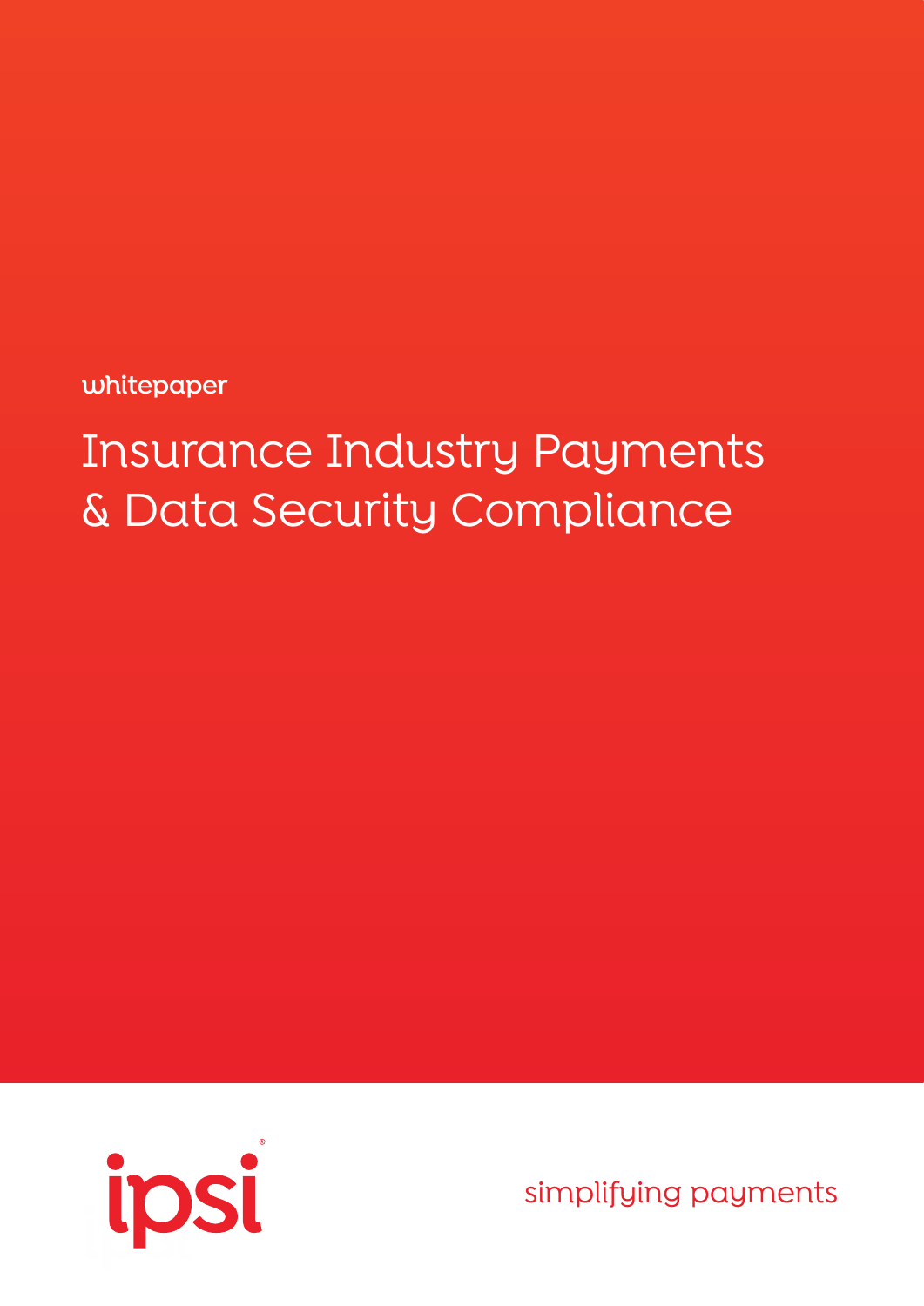whitepaper

# Insurance Industry Payments & Data Security Compliance

ipsi®

simplifying payments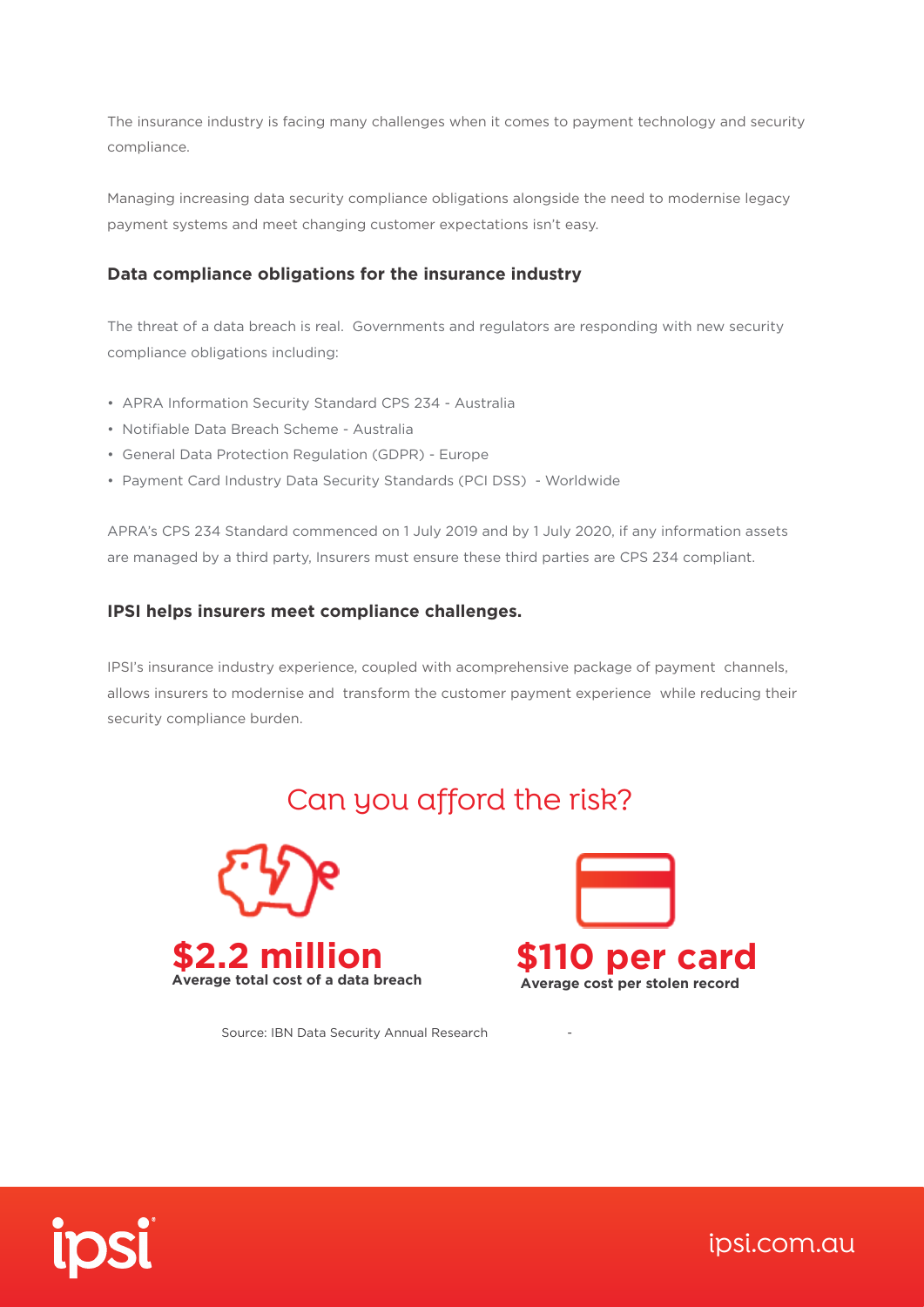The insurance industry is facing many challenges when it comes to payment technology and security compliance.

Managing increasing data security compliance obligations alongside the need to modernise legacy payment systems and meet changing customer expectations isn't easy.

### Data compliance obligations for the insurance industry

The threat of a data breach is real. Governments and regulators are responding with new security compliance obligations including:

- APRA Information Security Standard CPS 234 - Australia
- Notifiable Data Breach Scheme - Australia
- General Data Protection Regulation (GDPR) - Europe
- Payment Card Industry Data Security Standards (PCI DSS) - Worldwide

APRA's CPS 234 Standard commenced on 1 July 2019 and by 1 July 2020, if any information assets are managed by a third party, Insurers must ensure these third parties are CPS 234 compliant.

### IPSI helps insurers meet compliance challenges.

IPSI's insurance industry experience, coupled with acomprehensive package of payment channels, allows insurers to modernise and transform the customer payment experience while reducing their security compliance burden.

## Can you afford the risk?

**$2.2 million**
**Average total cost of a data breach**

**$110 per card**
**Average cost per stolen record**

Source: IBN Data Security Annual Research

ipsi

ipsi.com.au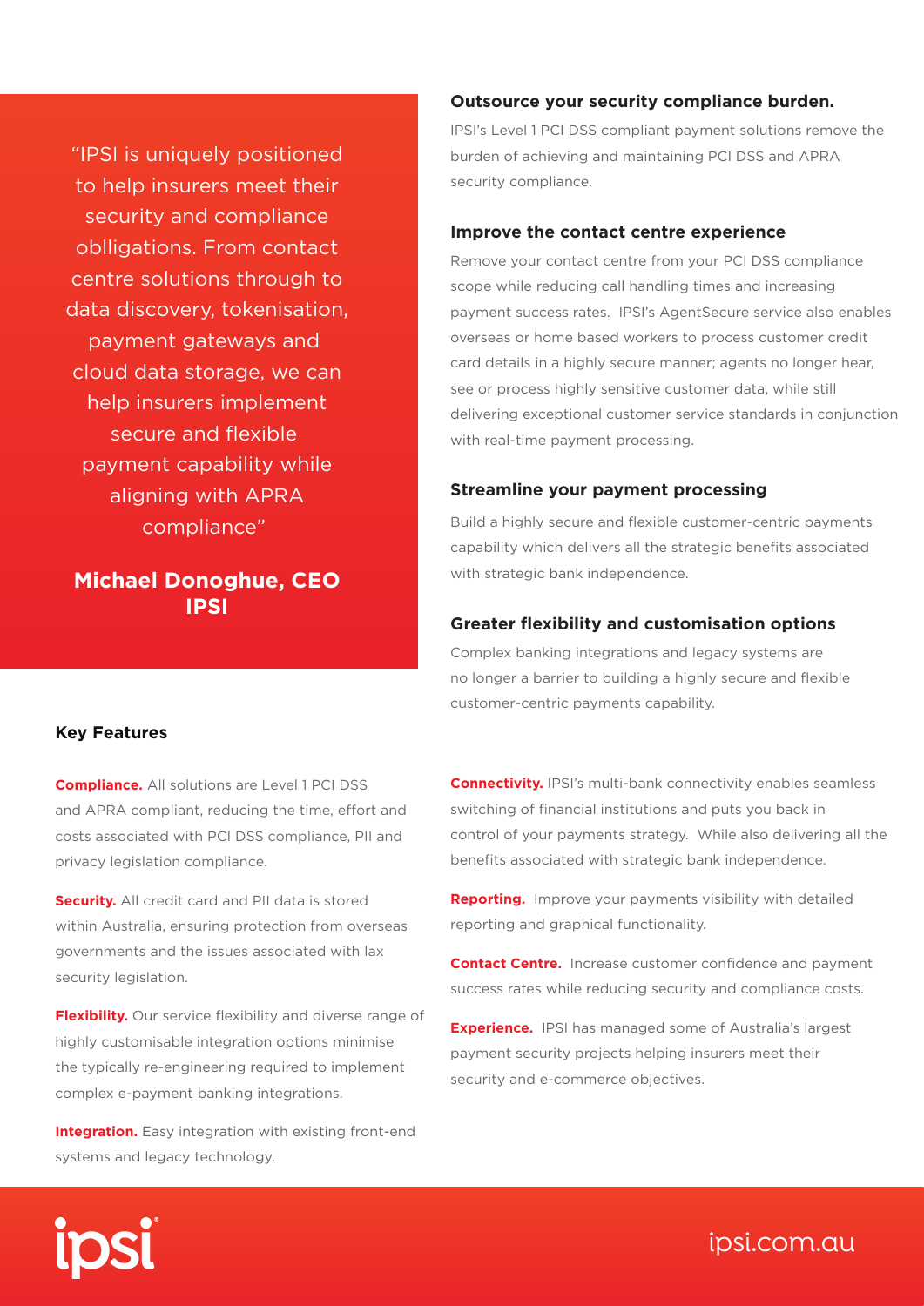> "IPSI is uniquely positioned to help insurers meet their security and compliance oblligations. From contact centre solutions through to data discovery, tokenisation, payment gateways and cloud data storage, we can help insurers implement secure and flexible payment capability while aligning with APRA compliance"

**Michael Donoghue, CEO IPSI**

### Outsource your security compliance burden.

IPSI's Level 1 PCI DSS compliant payment solutions remove the burden of achieving and maintaining PCI DSS and APRA security compliance.

### Improve the contact centre experience

Remove your contact centre from your PCI DSS compliance scope while reducing call handling times and increasing payment success rates. IPSI's AgentSecure service also enables overseas or home based workers to process customer credit card details in a highly secure manner; agents no longer hear, see or process highly sensitive customer data, while still delivering exceptional customer service standards in conjunction with real-time payment processing.

### Streamline your payment processing

Build a highly secure and flexible customer-centric payments capability which delivers all the strategic benefits associated with strategic bank independence.

### Greater flexibility and customisation options

Complex banking integrations and legacy systems are no longer a barrier to building a highly secure and flexible customer-centric payments capability.

### Key Features

**Compliance.** All solutions are Level 1 PCI DSS and APRA compliant, reducing the time, effort and costs associated with PCI DSS compliance, PII and privacy legislation compliance.

**Security.** All credit card and PII data is stored within Australia, ensuring protection from overseas governments and the issues associated with lax security legislation.

**Flexibility.** Our service flexibility and diverse range of highly customisable integration options minimise the typically re-engineering required to implement complex e-payment banking integrations.

**Integration.** Easy integration with existing front-end systems and legacy technology.

**Connectivity.** IPSI's multi-bank connectivity enables seamless switching of financial institutions and puts you back in control of your payments strategy. While also delivering all the benefits associated with strategic bank independence.

**Reporting.** Improve your payments visibility with detailed reporting and graphical functionality.

**Contact Centre.** Increase customer confidence and payment success rates while reducing security and compliance costs.

**Experience.** IPSI has managed some of Australia's largest payment security projects helping insurers meet their security and e-commerce objectives.

ipsi

ipsi.com.au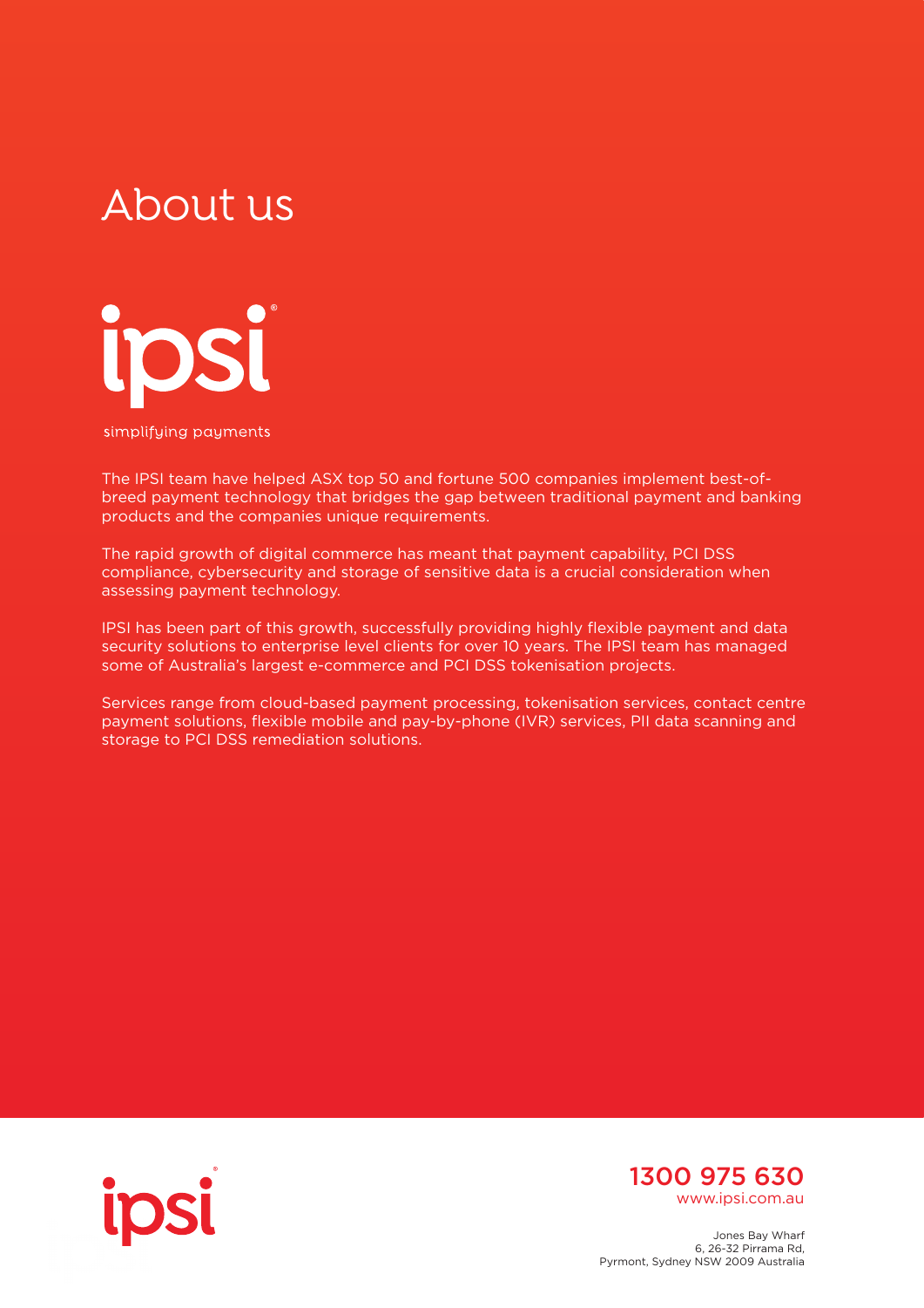# About us

ipsi®

simplifying payments

The IPSI team have helped ASX top 50 and fortune 500 companies implement best-of-breed payment technology that bridges the gap between traditional payment and banking products and the companies unique requirements.

The rapid growth of digital commerce has meant that payment capability, PCI DSS compliance, cybersecurity and storage of sensitive data is a crucial consideration when assessing payment technology.

IPSI has been part of this growth, successfully providing highly flexible payment and data security solutions to enterprise level clients for over 10 years. The IPSI team has managed some of Australia's largest e-commerce and PCI DSS tokenisation projects.

Services range from cloud-based payment processing, tokenisation services, contact centre payment solutions, flexible mobile and pay-by-phone (IVR) services, PII data scanning and storage to PCI DSS remediation solutions.

ipsi®

**1300 975 630**
www.ipsi.com.au

Jones Bay Wharf
6, 26-32 Pirrama Rd,
Pyrmont, Sydney NSW 2009 Australia